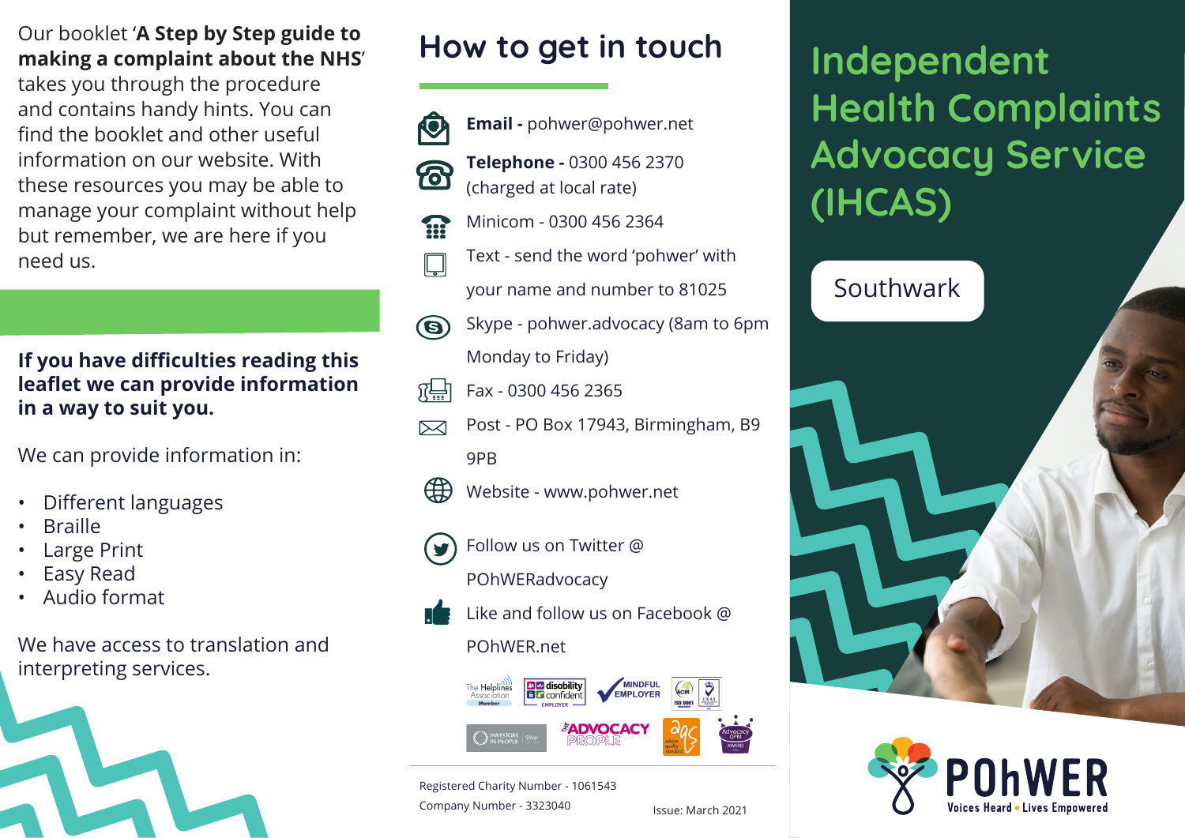Our booklet '**A Step by Step guide to making a complaint about the NHS**' takes you through the procedure and contains handy hints. You can find the booklet and other useful information on our website. With these resources you may be able to manage your complaint without help but remember, we are here if you need us.

**If you have difficulties reading this leaflet we can provide information in a way to suit you.**

We can provide information in:

- Different languages
- Braille
- Large Print
- Easy Read
- Audio format

We have access to translation and interpreting services.

## How to get in touch

**Email -** pohwer@pohwer.net

**Telephone -** 0300 456 2370 (charged at local rate)

Minicom - 0300 456 2364

Text - send the word 'pohwer' with your name and number to 81025

Skype - pohwer.advocacy (8am to 6pm Monday to Friday)

Fax - 0300 456 2365

Post - PO Box 17943, Birmingham, B9 9PB

Website - www.pohwer.net

Follow us on Twitter @ POhWERadvocacy

Like and follow us on Facebook @ POhWER.net

Registered Charity Number - 1061543

Company Number - 3323040

Issue: March 2021

# Independent Health Complaints Advocacy Service (IHCAS)

Southwark

POhWER

Voices Heard • Lives Empowered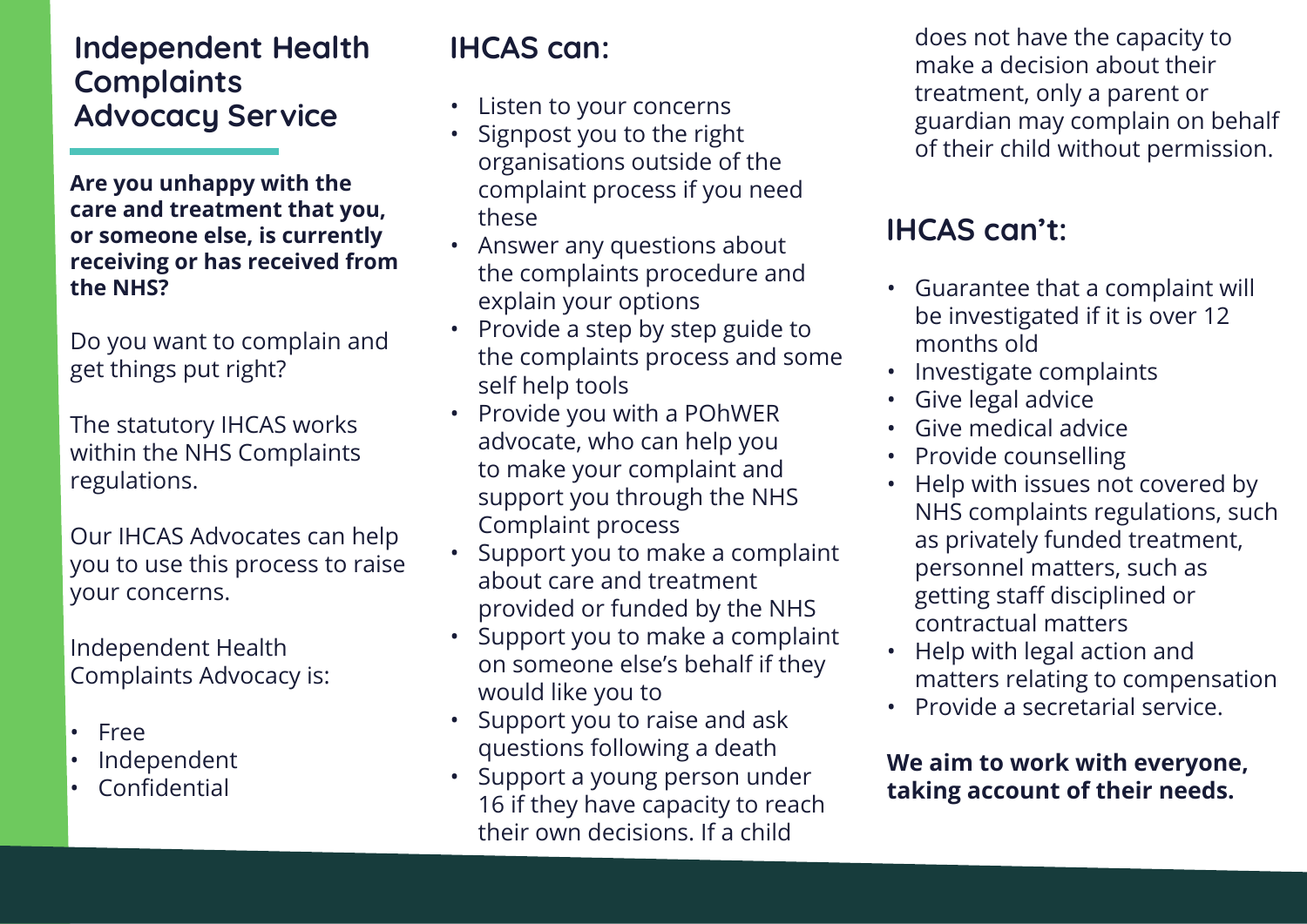## Independent Health Complaints Advocacy Service

**Are you unhappy with the care and treatment that you, or someone else, is currently receiving or has received from the NHS?**

Do you want to complain and get things put right?

The statutory IHCAS works within the NHS Complaints regulations.

Our IHCAS Advocates can help you to use this process to raise your concerns.

Independent Health Complaints Advocacy is:

- Free
- Independent
- Confidential

## IHCAS can:

- Listen to your concerns
- Signpost you to the right organisations outside of the complaint process if you need these
- Answer any questions about the complaints procedure and explain your options
- Provide a step by step guide to the complaints process and some self help tools
- Provide you with a POhWER advocate, who can help you to make your complaint and support you through the NHS Complaint process
- Support you to make a complaint about care and treatment provided or funded by the NHS
- Support you to make a complaint on someone else's behalf if they would like you to
- Support you to raise and ask questions following a death
- Support a young person under 16 if they have capacity to reach their own decisions. If a child does not have the capacity to make a decision about their treatment, only a parent or guardian may complain on behalf of their child without permission.

## IHCAS can't:

- Guarantee that a complaint will be investigated if it is over 12 months old
- Investigate complaints
- Give legal advice
- Give medical advice
- Provide counselling
- Help with issues not covered by NHS complaints regulations, such as privately funded treatment, personnel matters, such as getting staff disciplined or contractual matters
- Help with legal action and matters relating to compensation
- Provide a secretarial service.

**We aim to work with everyone, taking account of their needs.**